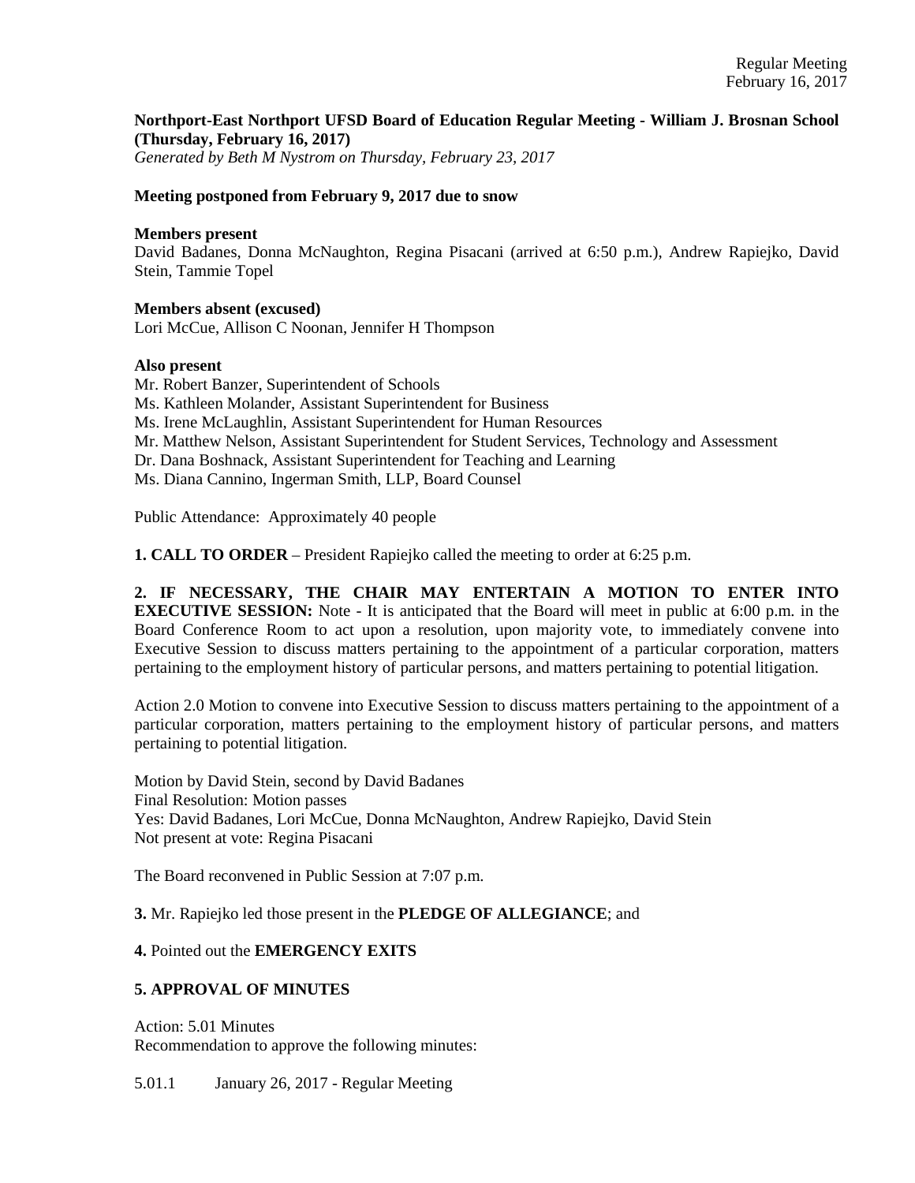**Northport-East Northport UFSD Board of Education Regular Meeting - William J. Brosnan School (Thursday, February 16, 2017)**
*Generated by Beth M Nystrom on Thursday, February 23, 2017*

**Meeting postponed from February 9, 2017 due to snow**

**Members present**
David Badanes, Donna McNaughton, Regina Pisacani (arrived at 6:50 p.m.), Andrew Rapiejko, David Stein, Tammie Topel

**Members absent (excused)**
Lori McCue, Allison C Noonan, Jennifer H Thompson

**Also present**
Mr. Robert Banzer, Superintendent of Schools
Ms. Kathleen Molander, Assistant Superintendent for Business
Ms. Irene McLaughlin, Assistant Superintendent for Human Resources
Mr. Matthew Nelson, Assistant Superintendent for Student Services, Technology and Assessment
Dr. Dana Boshnack, Assistant Superintendent for Teaching and Learning
Ms. Diana Cannino, Ingerman Smith, LLP, Board Counsel

Public Attendance: Approximately 40 people

**1. CALL TO ORDER** – President Rapiejko called the meeting to order at 6:25 p.m.

**2. IF NECESSARY, THE CHAIR MAY ENTERTAIN A MOTION TO ENTER INTO EXECUTIVE SESSION:** Note - It is anticipated that the Board will meet in public at 6:00 p.m. in the Board Conference Room to act upon a resolution, upon majority vote, to immediately convene into Executive Session to discuss matters pertaining to the appointment of a particular corporation, matters pertaining to the employment history of particular persons, and matters pertaining to potential litigation.

Action 2.0 Motion to convene into Executive Session to discuss matters pertaining to the appointment of a particular corporation, matters pertaining to the employment history of particular persons, and matters pertaining to potential litigation.

Motion by David Stein, second by David Badanes
Final Resolution: Motion passes
Yes: David Badanes, Lori McCue, Donna McNaughton, Andrew Rapiejko, David Stein
Not present at vote: Regina Pisacani

The Board reconvened in Public Session at 7:07 p.m.

**3.** Mr. Rapiejko led those present in the **PLEDGE OF ALLEGIANCE**; and

**4.** Pointed out the **EMERGENCY EXITS**

**5. APPROVAL OF MINUTES**

Action: 5.01 Minutes
Recommendation to approve the following minutes:

5.01.1 January 26, 2017 - Regular Meeting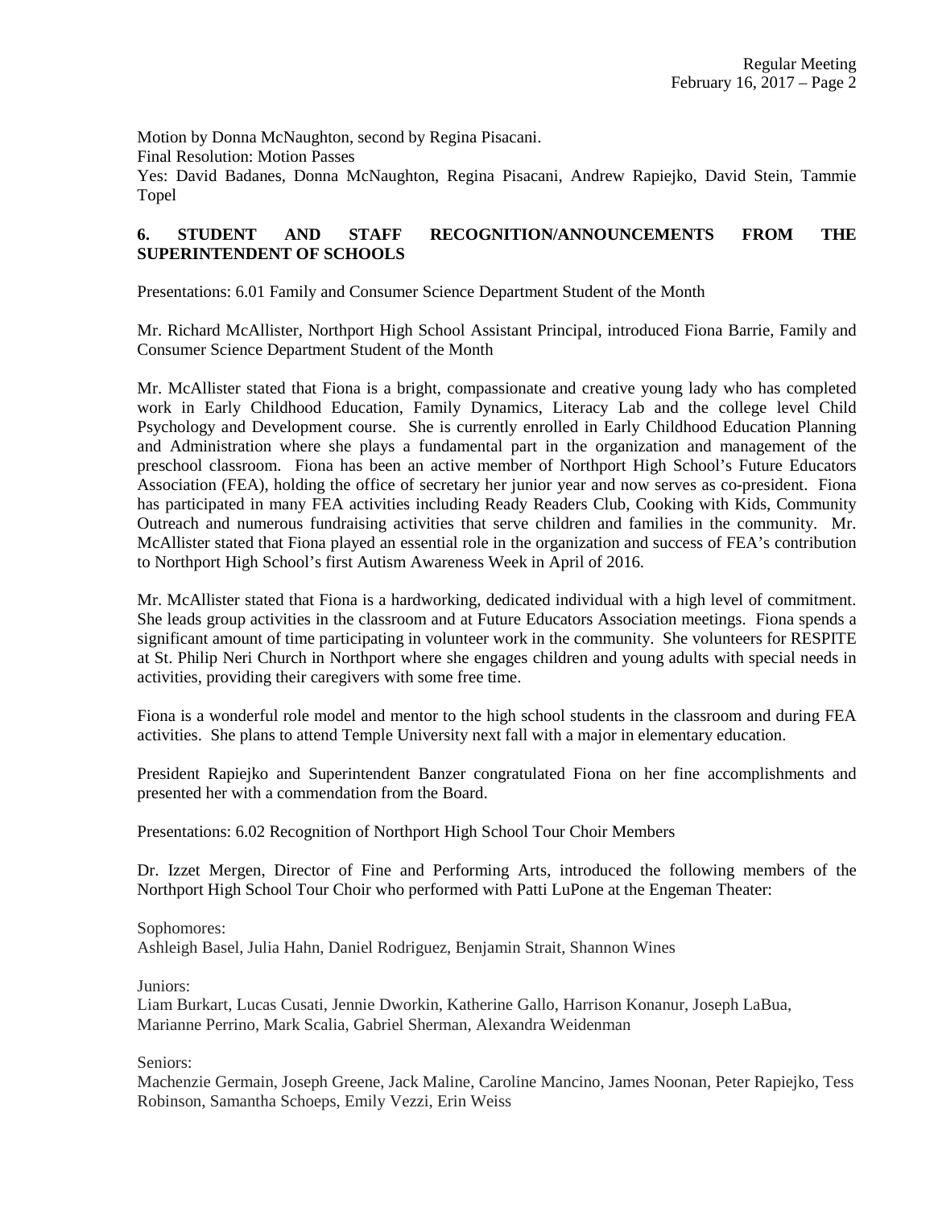Motion by Donna McNaughton, second by Regina Pisacani.
Final Resolution: Motion Passes
Yes: David Badanes, Donna McNaughton, Regina Pisacani, Andrew Rapiejko, David Stein, Tammie Topel

## 6. STUDENT AND STAFF RECOGNITION/ANNOUNCEMENTS FROM THE SUPERINTENDENT OF SCHOOLS

Presentations: 6.01 Family and Consumer Science Department Student of the Month

Mr. Richard McAllister, Northport High School Assistant Principal, introduced Fiona Barrie, Family and Consumer Science Department Student of the Month

Mr. McAllister stated that Fiona is a bright, compassionate and creative young lady who has completed work in Early Childhood Education, Family Dynamics, Literacy Lab and the college level Child Psychology and Development course. She is currently enrolled in Early Childhood Education Planning and Administration where she plays a fundamental part in the organization and management of the preschool classroom. Fiona has been an active member of Northport High School's Future Educators Association (FEA), holding the office of secretary her junior year and now serves as co-president. Fiona has participated in many FEA activities including Ready Readers Club, Cooking with Kids, Community Outreach and numerous fundraising activities that serve children and families in the community. Mr. McAllister stated that Fiona played an essential role in the organization and success of FEA's contribution to Northport High School's first Autism Awareness Week in April of 2016.

Mr. McAllister stated that Fiona is a hardworking, dedicated individual with a high level of commitment. She leads group activities in the classroom and at Future Educators Association meetings. Fiona spends a significant amount of time participating in volunteer work in the community. She volunteers for RESPITE at St. Philip Neri Church in Northport where she engages children and young adults with special needs in activities, providing their caregivers with some free time.

Fiona is a wonderful role model and mentor to the high school students in the classroom and during FEA activities. She plans to attend Temple University next fall with a major in elementary education.

President Rapiejko and Superintendent Banzer congratulated Fiona on her fine accomplishments and presented her with a commendation from the Board.

Presentations: 6.02 Recognition of Northport High School Tour Choir Members

Dr. Izzet Mergen, Director of Fine and Performing Arts, introduced the following members of the Northport High School Tour Choir who performed with Patti LuPone at the Engeman Theater:

Sophomores:
Ashleigh Basel, Julia Hahn, Daniel Rodriguez, Benjamin Strait, Shannon Wines

Juniors:
Liam Burkart, Lucas Cusati, Jennie Dworkin, Katherine Gallo, Harrison Konanur, Joseph LaBua, Marianne Perrino, Mark Scalia, Gabriel Sherman, Alexandra Weidenman

Seniors:
Machenzie Germain, Joseph Greene, Jack Maline, Caroline Mancino, James Noonan, Peter Rapiejko, Tess Robinson, Samantha Schoeps, Emily Vezzi, Erin Weiss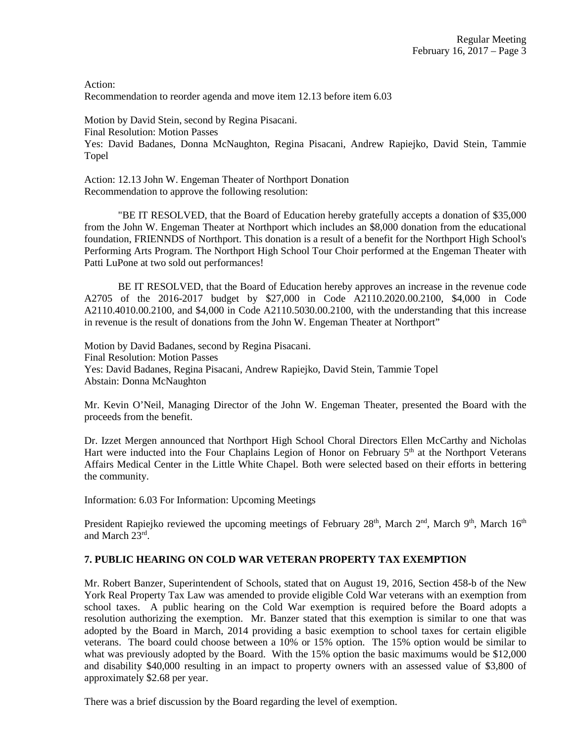Action:
Recommendation to reorder agenda and move item 12.13 before item 6.03

Motion by David Stein, second by Regina Pisacani.
Final Resolution: Motion Passes
Yes: David Badanes, Donna McNaughton, Regina Pisacani, Andrew Rapiejko, David Stein, Tammie Topel

Action: 12.13 John W. Engeman Theater of Northport Donation
Recommendation to approve the following resolution:

"BE IT RESOLVED, that the Board of Education hereby gratefully accepts a donation of $35,000 from the John W. Engeman Theater at Northport which includes an $8,000 donation from the educational foundation, FRIENNDS of Northport. This donation is a result of a benefit for the Northport High School's Performing Arts Program. The Northport High School Tour Choir performed at the Engeman Theater with Patti LuPone at two sold out performances!

BE IT RESOLVED, that the Board of Education hereby approves an increase in the revenue code A2705 of the 2016-2017 budget by $27,000 in Code A2110.2020.00.2100, $4,000 in Code A2110.4010.00.2100, and $4,000 in Code A2110.5030.00.2100, with the understanding that this increase in revenue is the result of donations from the John W. Engeman Theater at Northport"

Motion by David Badanes, second by Regina Pisacani.
Final Resolution: Motion Passes
Yes: David Badanes, Regina Pisacani, Andrew Rapiejko, David Stein, Tammie Topel
Abstain: Donna McNaughton

Mr. Kevin O'Neil, Managing Director of the John W. Engeman Theater, presented the Board with the proceeds from the benefit.

Dr. Izzet Mergen announced that Northport High School Choral Directors Ellen McCarthy and Nicholas Hart were inducted into the Four Chaplains Legion of Honor on February 5th at the Northport Veterans Affairs Medical Center in the Little White Chapel. Both were selected based on their efforts in bettering the community.

Information: 6.03 For Information: Upcoming Meetings

President Rapiejko reviewed the upcoming meetings of February 28th, March 2nd, March 9th, March 16th and March 23rd.

**7. PUBLIC HEARING ON COLD WAR VETERAN PROPERTY TAX EXEMPTION**

Mr. Robert Banzer, Superintendent of Schools, stated that on August 19, 2016, Section 458-b of the New York Real Property Tax Law was amended to provide eligible Cold War veterans with an exemption from school taxes. A public hearing on the Cold War exemption is required before the Board adopts a resolution authorizing the exemption. Mr. Banzer stated that this exemption is similar to one that was adopted by the Board in March, 2014 providing a basic exemption to school taxes for certain eligible veterans. The board could choose between a 10% or 15% option. The 15% option would be similar to what was previously adopted by the Board. With the 15% option the basic maximums would be $12,000 and disability $40,000 resulting in an impact to property owners with an assessed value of $3,800 of approximately $2.68 per year.

There was a brief discussion by the Board regarding the level of exemption.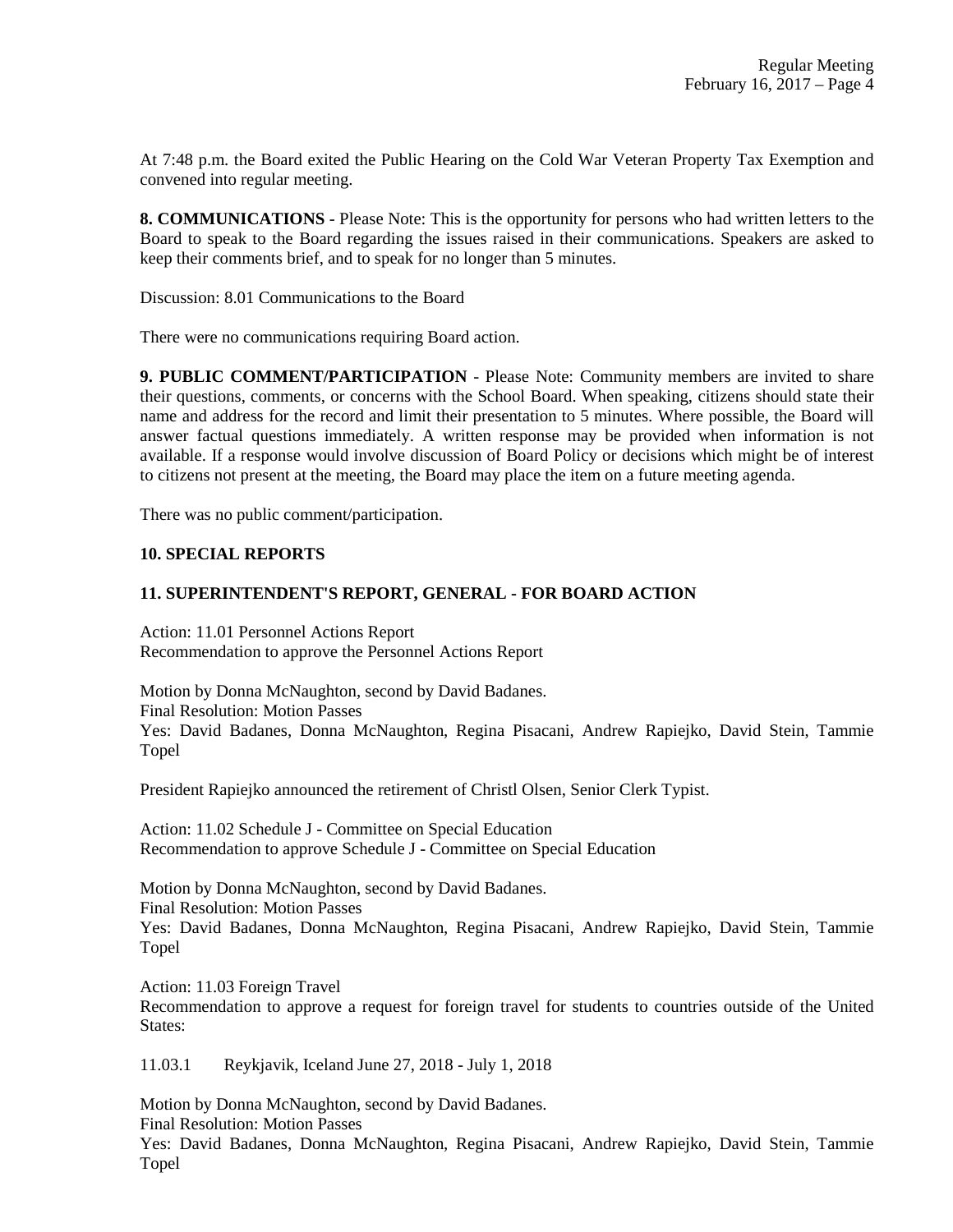At 7:48 p.m. the Board exited the Public Hearing on the Cold War Veteran Property Tax Exemption and convened into regular meeting.

**8. COMMUNICATIONS** - Please Note: This is the opportunity for persons who had written letters to the Board to speak to the Board regarding the issues raised in their communications. Speakers are asked to keep their comments brief, and to speak for no longer than 5 minutes.

Discussion: 8.01 Communications to the Board

There were no communications requiring Board action.

**9. PUBLIC COMMENT/PARTICIPATION** - Please Note: Community members are invited to share their questions, comments, or concerns with the School Board. When speaking, citizens should state their name and address for the record and limit their presentation to 5 minutes. Where possible, the Board will answer factual questions immediately. A written response may be provided when information is not available. If a response would involve discussion of Board Policy or decisions which might be of interest to citizens not present at the meeting, the Board may place the item on a future meeting agenda.

There was no public comment/participation.

**10. SPECIAL REPORTS**

**11. SUPERINTENDENT'S REPORT, GENERAL - FOR BOARD ACTION**

Action: 11.01 Personnel Actions Report
Recommendation to approve the Personnel Actions Report

Motion by Donna McNaughton, second by David Badanes.
Final Resolution: Motion Passes
Yes: David Badanes, Donna McNaughton, Regina Pisacani, Andrew Rapiejko, David Stein, Tammie Topel

President Rapiejko announced the retirement of Christl Olsen, Senior Clerk Typist.

Action: 11.02 Schedule J - Committee on Special Education
Recommendation to approve Schedule J - Committee on Special Education

Motion by Donna McNaughton, second by David Badanes.
Final Resolution: Motion Passes
Yes: David Badanes, Donna McNaughton, Regina Pisacani, Andrew Rapiejko, David Stein, Tammie Topel

Action: 11.03 Foreign Travel
Recommendation to approve a request for foreign travel for students to countries outside of the United States:

11.03.1 Reykjavik, Iceland June 27, 2018 - July 1, 2018

Motion by Donna McNaughton, second by David Badanes.
Final Resolution: Motion Passes
Yes: David Badanes, Donna McNaughton, Regina Pisacani, Andrew Rapiejko, David Stein, Tammie Topel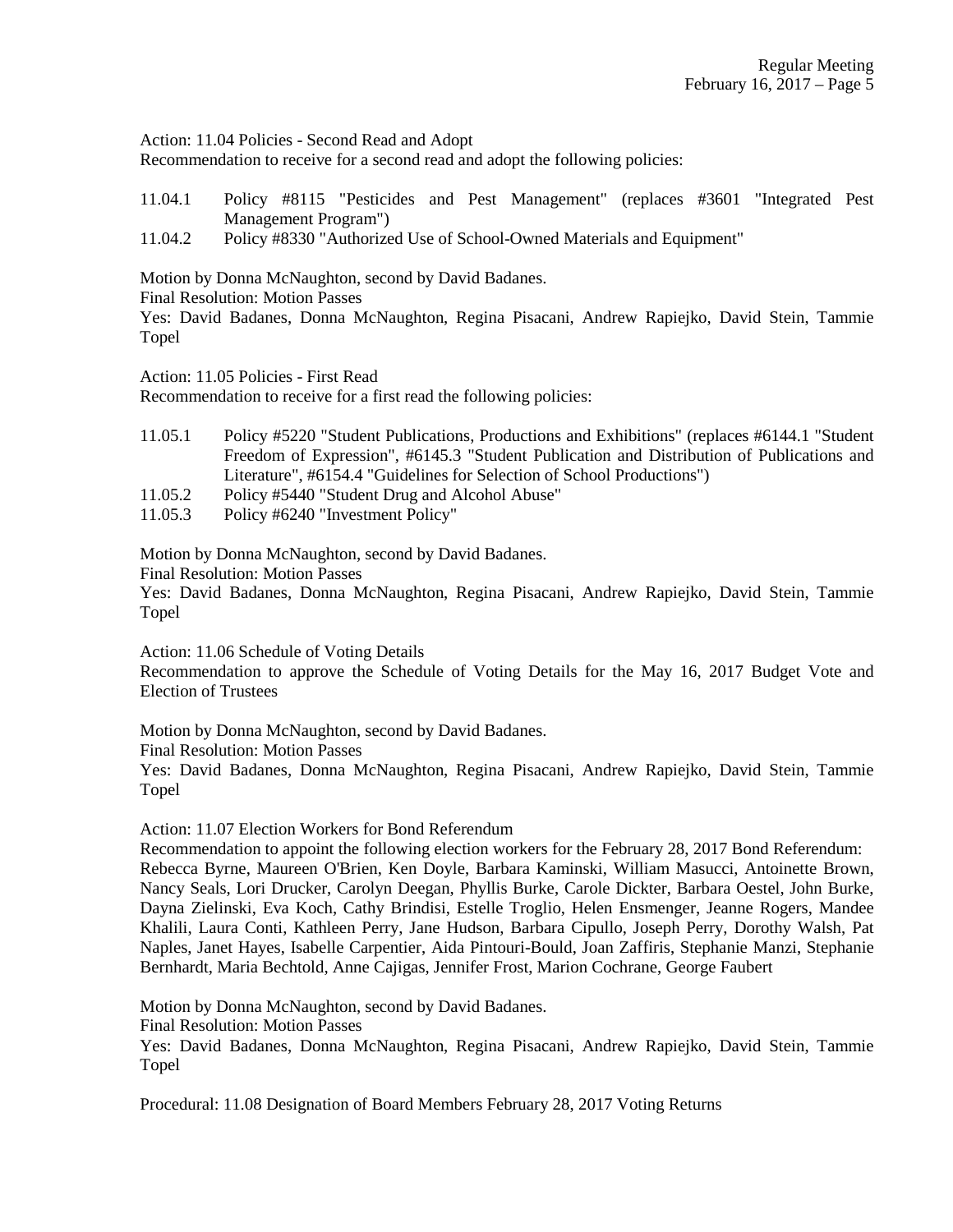Action: 11.04 Policies - Second Read and Adopt

Recommendation to receive for a second read and adopt the following policies:

11.04.1 Policy #8115 "Pesticides and Pest Management" (replaces #3601 "Integrated Pest Management Program")

11.04.2 Policy #8330 "Authorized Use of School-Owned Materials and Equipment"

Motion by Donna McNaughton, second by David Badanes.

Final Resolution: Motion Passes

Yes: David Badanes, Donna McNaughton, Regina Pisacani, Andrew Rapiejko, David Stein, Tammie Topel

Action: 11.05 Policies - First Read

Recommendation to receive for a first read the following policies:

11.05.1 Policy #5220 "Student Publications, Productions and Exhibitions" (replaces #6144.1 "Student Freedom of Expression", #6145.3 "Student Publication and Distribution of Publications and Literature", #6154.4 "Guidelines for Selection of School Productions")

11.05.2 Policy #5440 "Student Drug and Alcohol Abuse"

11.05.3 Policy #6240 "Investment Policy"

Motion by Donna McNaughton, second by David Badanes.

Final Resolution: Motion Passes

Yes: David Badanes, Donna McNaughton, Regina Pisacani, Andrew Rapiejko, David Stein, Tammie Topel

Action: 11.06 Schedule of Voting Details

Recommendation to approve the Schedule of Voting Details for the May 16, 2017 Budget Vote and Election of Trustees

Motion by Donna McNaughton, second by David Badanes.

Final Resolution: Motion Passes

Yes: David Badanes, Donna McNaughton, Regina Pisacani, Andrew Rapiejko, David Stein, Tammie Topel

Action: 11.07 Election Workers for Bond Referendum

Recommendation to appoint the following election workers for the February 28, 2017 Bond Referendum: Rebecca Byrne, Maureen O'Brien, Ken Doyle, Barbara Kaminski, William Masucci, Antoinette Brown, Nancy Seals, Lori Drucker, Carolyn Deegan, Phyllis Burke, Carole Dickter, Barbara Oestel, John Burke, Dayna Zielinski, Eva Koch, Cathy Brindisi, Estelle Troglio, Helen Ensmenger, Jeanne Rogers, Mandee Khalili, Laura Conti, Kathleen Perry, Jane Hudson, Barbara Cipullo, Joseph Perry, Dorothy Walsh, Pat Naples, Janet Hayes, Isabelle Carpentier, Aida Pintouri-Bould, Joan Zaffiris, Stephanie Manzi, Stephanie Bernhardt, Maria Bechtold, Anne Cajigas, Jennifer Frost, Marion Cochrane, George Faubert

Motion by Donna McNaughton, second by David Badanes.

Final Resolution: Motion Passes

Yes: David Badanes, Donna McNaughton, Regina Pisacani, Andrew Rapiejko, David Stein, Tammie Topel

Procedural: 11.08 Designation of Board Members February 28, 2017 Voting Returns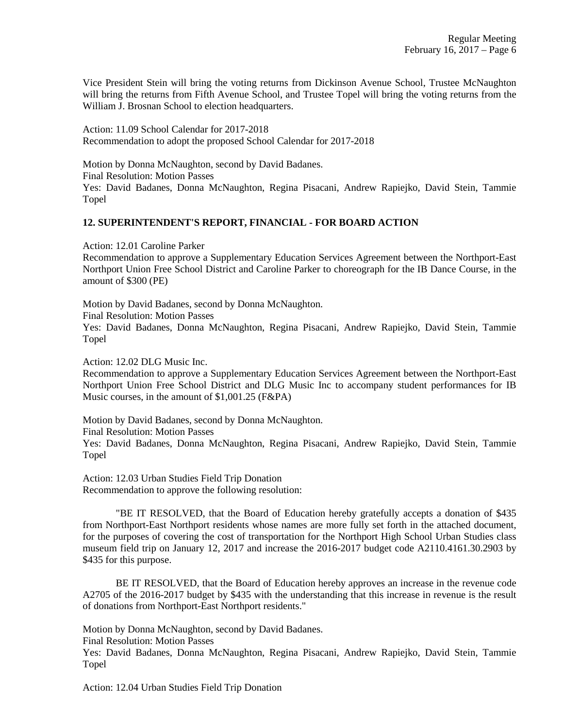Vice President Stein will bring the voting returns from Dickinson Avenue School, Trustee McNaughton will bring the returns from Fifth Avenue School, and Trustee Topel will bring the voting returns from the William J. Brosnan School to election headquarters.

Action: 11.09 School Calendar for 2017-2018
Recommendation to adopt the proposed School Calendar for 2017-2018

Motion by Donna McNaughton, second by David Badanes.
Final Resolution: Motion Passes
Yes: David Badanes, Donna McNaughton, Regina Pisacani, Andrew Rapiejko, David Stein, Tammie Topel

## 12. SUPERINTENDENT'S REPORT, FINANCIAL - FOR BOARD ACTION

Action: 12.01 Caroline Parker
Recommendation to approve a Supplementary Education Services Agreement between the Northport-East Northport Union Free School District and Caroline Parker to choreograph for the IB Dance Course, in the amount of $300 (PE)

Motion by David Badanes, second by Donna McNaughton.
Final Resolution: Motion Passes
Yes: David Badanes, Donna McNaughton, Regina Pisacani, Andrew Rapiejko, David Stein, Tammie Topel

Action: 12.02 DLG Music Inc.
Recommendation to approve a Supplementary Education Services Agreement between the Northport-East Northport Union Free School District and DLG Music Inc to accompany student performances for IB Music courses, in the amount of $1,001.25 (F&PA)

Motion by David Badanes, second by Donna McNaughton.
Final Resolution: Motion Passes
Yes: David Badanes, Donna McNaughton, Regina Pisacani, Andrew Rapiejko, David Stein, Tammie Topel

Action: 12.03 Urban Studies Field Trip Donation
Recommendation to approve the following resolution:

"BE IT RESOLVED, that the Board of Education hereby gratefully accepts a donation of $435 from Northport-East Northport residents whose names are more fully set forth in the attached document, for the purposes of covering the cost of transportation for the Northport High School Urban Studies class museum field trip on January 12, 2017 and increase the 2016-2017 budget code A2110.4161.30.2903 by $435 for this purpose.

BE IT RESOLVED, that the Board of Education hereby approves an increase in the revenue code A2705 of the 2016-2017 budget by $435 with the understanding that this increase in revenue is the result of donations from Northport-East Northport residents."

Motion by Donna McNaughton, second by David Badanes.
Final Resolution: Motion Passes
Yes: David Badanes, Donna McNaughton, Regina Pisacani, Andrew Rapiejko, David Stein, Tammie Topel

Action: 12.04 Urban Studies Field Trip Donation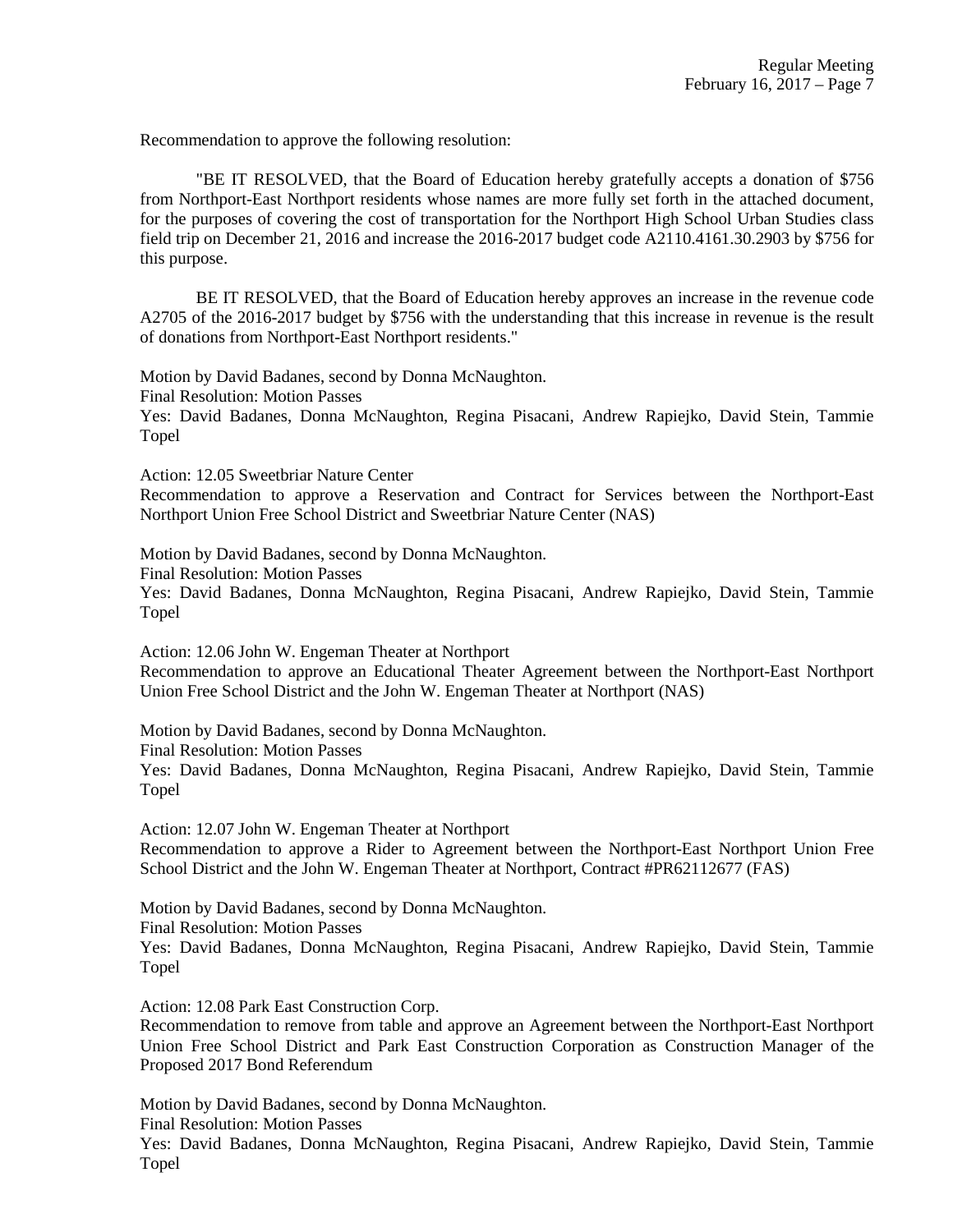Recommendation to approve the following resolution:

"BE IT RESOLVED, that the Board of Education hereby gratefully accepts a donation of $756 from Northport-East Northport residents whose names are more fully set forth in the attached document, for the purposes of covering the cost of transportation for the Northport High School Urban Studies class field trip on December 21, 2016 and increase the 2016-2017 budget code A2110.4161.30.2903 by $756 for this purpose.

BE IT RESOLVED, that the Board of Education hereby approves an increase in the revenue code A2705 of the 2016-2017 budget by $756 with the understanding that this increase in revenue is the result of donations from Northport-East Northport residents."

Motion by David Badanes, second by Donna McNaughton.
Final Resolution: Motion Passes
Yes: David Badanes, Donna McNaughton, Regina Pisacani, Andrew Rapiejko, David Stein, Tammie Topel

Action: 12.05 Sweetbriar Nature Center
Recommendation to approve a Reservation and Contract for Services between the Northport-East Northport Union Free School District and Sweetbriar Nature Center (NAS)

Motion by David Badanes, second by Donna McNaughton.
Final Resolution: Motion Passes
Yes: David Badanes, Donna McNaughton, Regina Pisacani, Andrew Rapiejko, David Stein, Tammie Topel

Action: 12.06 John W. Engeman Theater at Northport
Recommendation to approve an Educational Theater Agreement between the Northport-East Northport Union Free School District and the John W. Engeman Theater at Northport (NAS)

Motion by David Badanes, second by Donna McNaughton.
Final Resolution: Motion Passes
Yes: David Badanes, Donna McNaughton, Regina Pisacani, Andrew Rapiejko, David Stein, Tammie Topel

Action: 12.07 John W. Engeman Theater at Northport
Recommendation to approve a Rider to Agreement between the Northport-East Northport Union Free School District and the John W. Engeman Theater at Northport, Contract #PR62112677 (FAS)

Motion by David Badanes, second by Donna McNaughton.
Final Resolution: Motion Passes
Yes: David Badanes, Donna McNaughton, Regina Pisacani, Andrew Rapiejko, David Stein, Tammie Topel

Action: 12.08 Park East Construction Corp.
Recommendation to remove from table and approve an Agreement between the Northport-East Northport Union Free School District and Park East Construction Corporation as Construction Manager of the Proposed 2017 Bond Referendum

Motion by David Badanes, second by Donna McNaughton.
Final Resolution: Motion Passes
Yes: David Badanes, Donna McNaughton, Regina Pisacani, Andrew Rapiejko, David Stein, Tammie Topel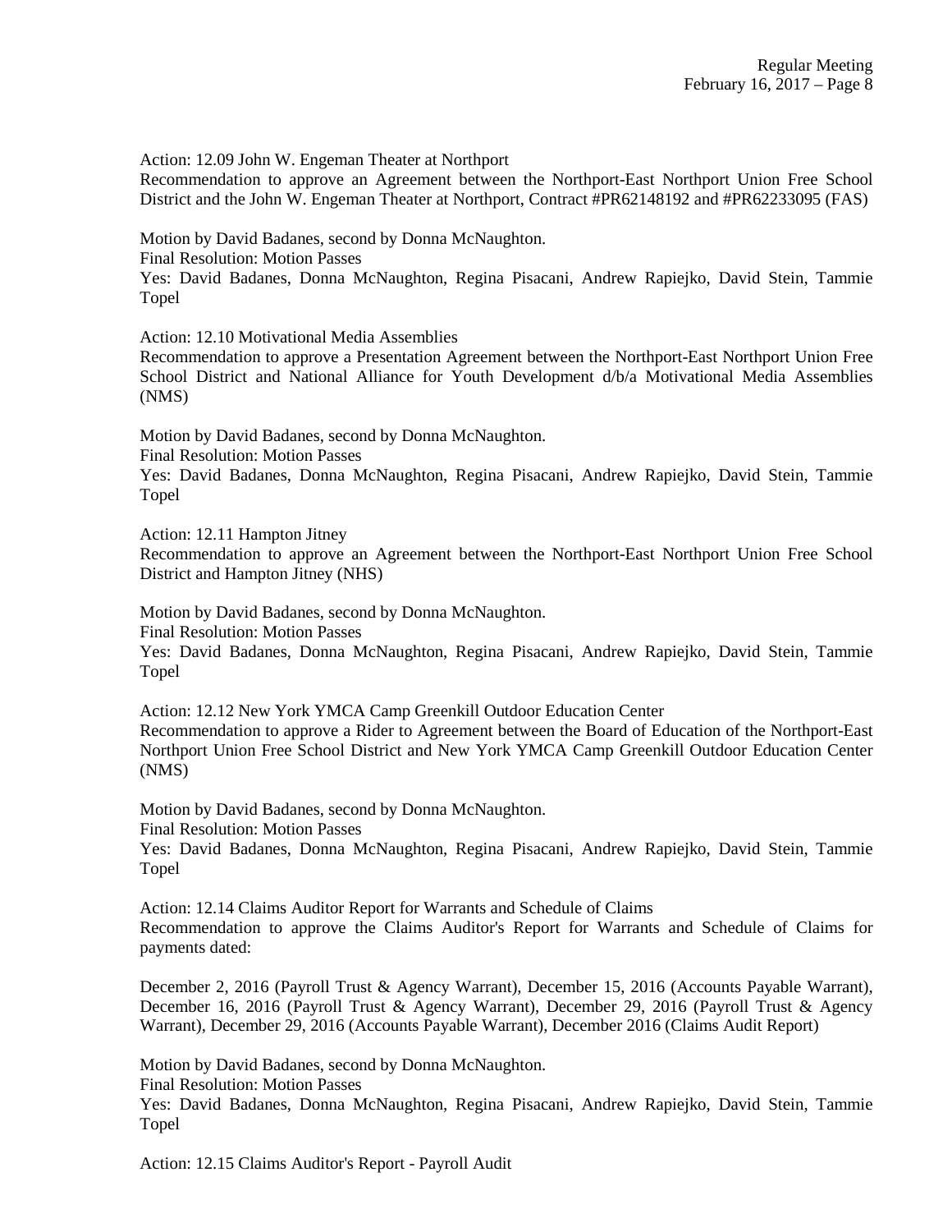Action: 12.09 John W. Engeman Theater at Northport

Recommendation to approve an Agreement between the Northport-East Northport Union Free School District and the John W. Engeman Theater at Northport, Contract #PR62148192 and #PR62233095 (FAS)

Motion by David Badanes, second by Donna McNaughton.

Final Resolution: Motion Passes

Yes: David Badanes, Donna McNaughton, Regina Pisacani, Andrew Rapiejko, David Stein, Tammie Topel

Action: 12.10 Motivational Media Assemblies

Recommendation to approve a Presentation Agreement between the Northport-East Northport Union Free School District and National Alliance for Youth Development d/b/a Motivational Media Assemblies (NMS)

Motion by David Badanes, second by Donna McNaughton.

Final Resolution: Motion Passes

Yes: David Badanes, Donna McNaughton, Regina Pisacani, Andrew Rapiejko, David Stein, Tammie Topel

Action: 12.11 Hampton Jitney

Recommendation to approve an Agreement between the Northport-East Northport Union Free School District and Hampton Jitney (NHS)

Motion by David Badanes, second by Donna McNaughton.

Final Resolution: Motion Passes

Yes: David Badanes, Donna McNaughton, Regina Pisacani, Andrew Rapiejko, David Stein, Tammie Topel

Action: 12.12 New York YMCA Camp Greenkill Outdoor Education Center

Recommendation to approve a Rider to Agreement between the Board of Education of the Northport-East Northport Union Free School District and New York YMCA Camp Greenkill Outdoor Education Center (NMS)

Motion by David Badanes, second by Donna McNaughton.

Final Resolution: Motion Passes

Yes: David Badanes, Donna McNaughton, Regina Pisacani, Andrew Rapiejko, David Stein, Tammie Topel

Action: 12.14 Claims Auditor Report for Warrants and Schedule of Claims

Recommendation to approve the Claims Auditor's Report for Warrants and Schedule of Claims for payments dated:

December 2, 2016 (Payroll Trust & Agency Warrant), December 15, 2016 (Accounts Payable Warrant), December 16, 2016 (Payroll Trust & Agency Warrant), December 29, 2016 (Payroll Trust & Agency Warrant), December 29, 2016 (Accounts Payable Warrant), December 2016 (Claims Audit Report)

Motion by David Badanes, second by Donna McNaughton.

Final Resolution: Motion Passes

Yes: David Badanes, Donna McNaughton, Regina Pisacani, Andrew Rapiejko, David Stein, Tammie Topel

Action: 12.15 Claims Auditor's Report - Payroll Audit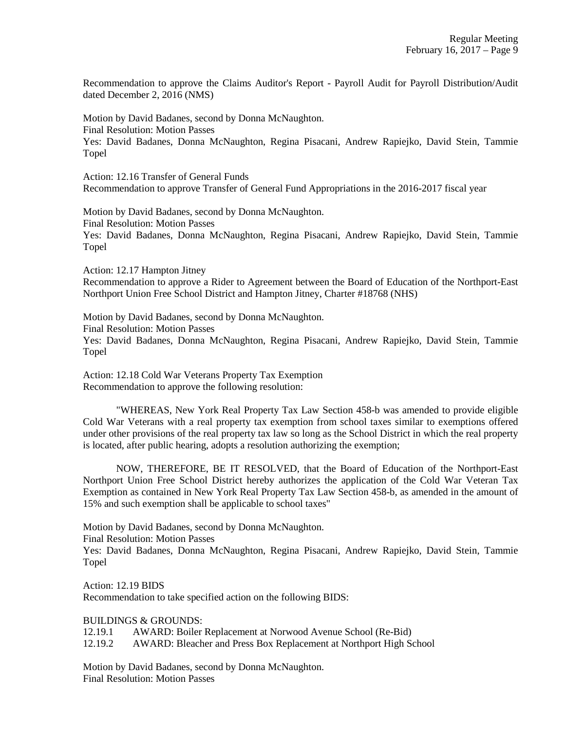Recommendation to approve the Claims Auditor's Report - Payroll Audit for Payroll Distribution/Audit dated December 2, 2016 (NMS)

Motion by David Badanes, second by Donna McNaughton.
Final Resolution: Motion Passes
Yes: David Badanes, Donna McNaughton, Regina Pisacani, Andrew Rapiejko, David Stein, Tammie Topel

Action: 12.16 Transfer of General Funds
Recommendation to approve Transfer of General Fund Appropriations in the 2016-2017 fiscal year

Motion by David Badanes, second by Donna McNaughton.
Final Resolution: Motion Passes
Yes: David Badanes, Donna McNaughton, Regina Pisacani, Andrew Rapiejko, David Stein, Tammie Topel

Action: 12.17 Hampton Jitney
Recommendation to approve a Rider to Agreement between the Board of Education of the Northport-East Northport Union Free School District and Hampton Jitney, Charter #18768 (NHS)

Motion by David Badanes, second by Donna McNaughton.
Final Resolution: Motion Passes
Yes: David Badanes, Donna McNaughton, Regina Pisacani, Andrew Rapiejko, David Stein, Tammie Topel

Action: 12.18 Cold War Veterans Property Tax Exemption
Recommendation to approve the following resolution:

"WHEREAS, New York Real Property Tax Law Section 458-b was amended to provide eligible Cold War Veterans with a real property tax exemption from school taxes similar to exemptions offered under other provisions of the real property tax law so long as the School District in which the real property is located, after public hearing, adopts a resolution authorizing the exemption;

NOW, THEREFORE, BE IT RESOLVED, that the Board of Education of the Northport-East Northport Union Free School District hereby authorizes the application of the Cold War Veteran Tax Exemption as contained in New York Real Property Tax Law Section 458-b, as amended in the amount of 15% and such exemption shall be applicable to school taxes"

Motion by David Badanes, second by Donna McNaughton.
Final Resolution: Motion Passes
Yes: David Badanes, Donna McNaughton, Regina Pisacani, Andrew Rapiejko, David Stein, Tammie Topel

Action: 12.19 BIDS
Recommendation to take specified action on the following BIDS:

BUILDINGS & GROUNDS:
12.19.1 AWARD: Boiler Replacement at Norwood Avenue School (Re-Bid)
12.19.2 AWARD: Bleacher and Press Box Replacement at Northport High School

Motion by David Badanes, second by Donna McNaughton.
Final Resolution: Motion Passes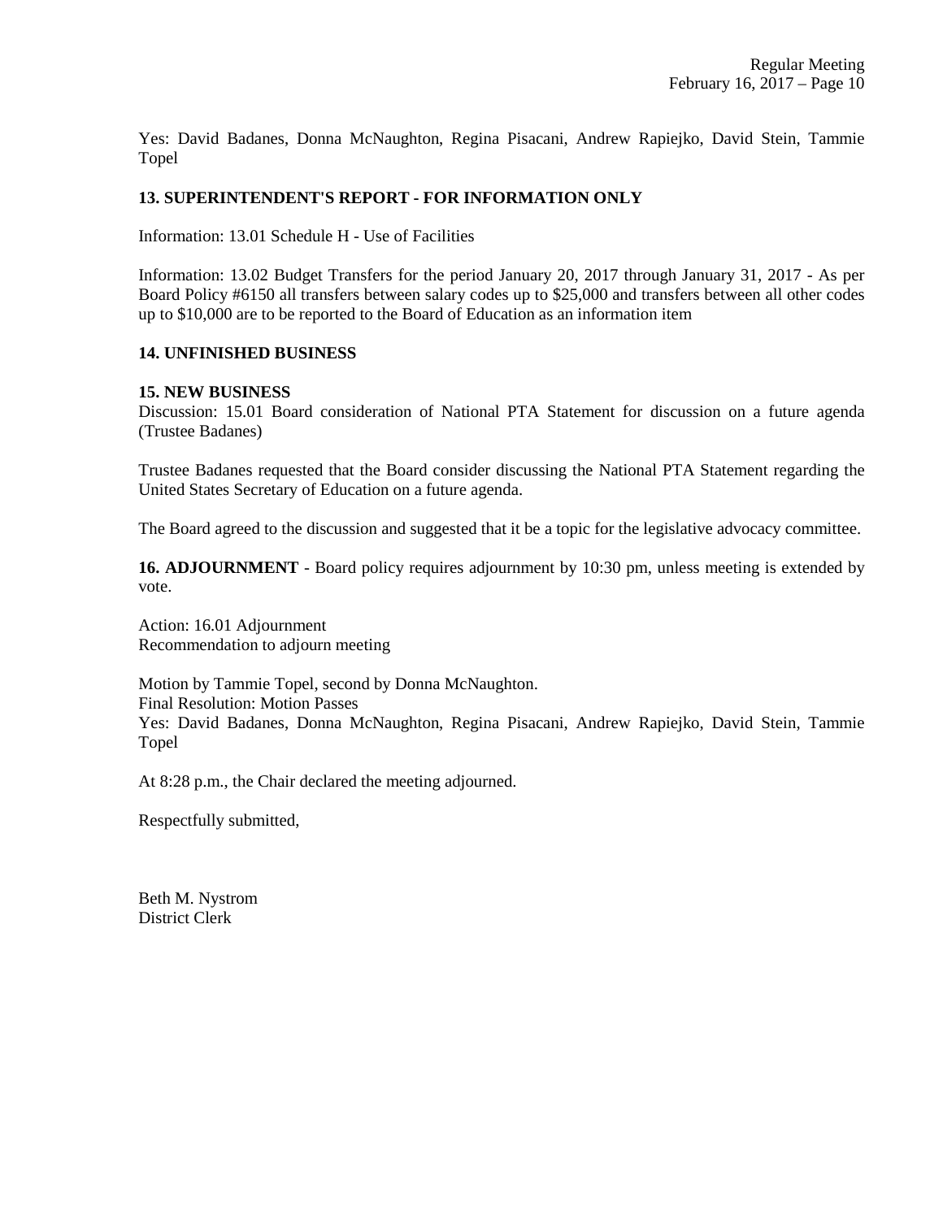Yes: David Badanes, Donna McNaughton, Regina Pisacani, Andrew Rapiejko, David Stein, Tammie Topel

**13. SUPERINTENDENT'S REPORT - FOR INFORMATION ONLY**

Information: 13.01 Schedule H - Use of Facilities

Information: 13.02 Budget Transfers for the period January 20, 2017 through January 31, 2017 - As per Board Policy #6150 all transfers between salary codes up to $25,000 and transfers between all other codes up to $10,000 are to be reported to the Board of Education as an information item

**14. UNFINISHED BUSINESS**

**15. NEW BUSINESS**

Discussion: 15.01 Board consideration of National PTA Statement for discussion on a future agenda (Trustee Badanes)

Trustee Badanes requested that the Board consider discussing the National PTA Statement regarding the United States Secretary of Education on a future agenda.

The Board agreed to the discussion and suggested that it be a topic for the legislative advocacy committee.

**16. ADJOURNMENT** - Board policy requires adjournment by 10:30 pm, unless meeting is extended by vote.

Action: 16.01 Adjournment
Recommendation to adjourn meeting

Motion by Tammie Topel, second by Donna McNaughton.
Final Resolution: Motion Passes
Yes: David Badanes, Donna McNaughton, Regina Pisacani, Andrew Rapiejko, David Stein, Tammie Topel

At 8:28 p.m., the Chair declared the meeting adjourned.

Respectfully submitted,

Beth M. Nystrom
District Clerk